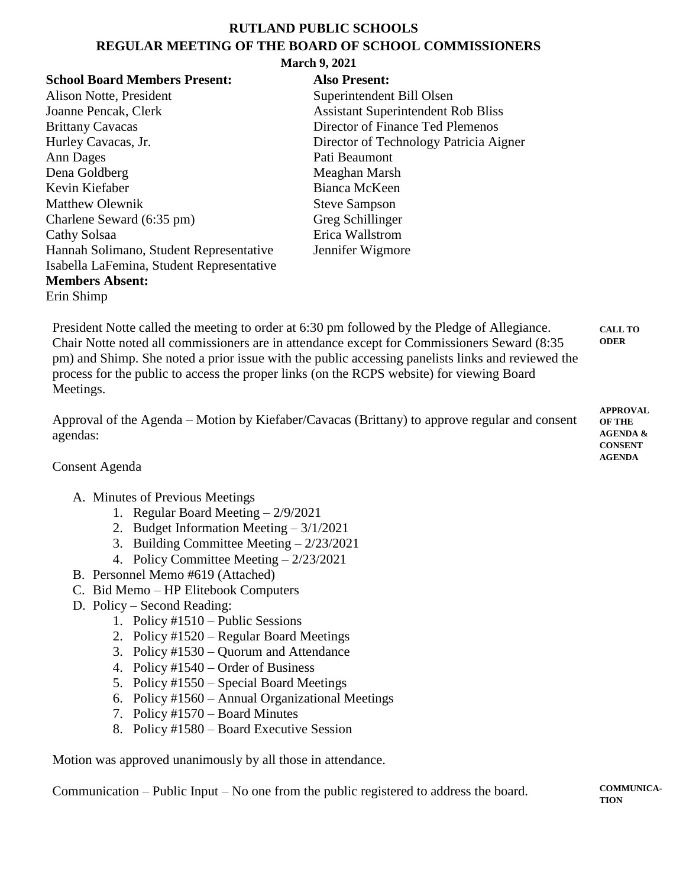# RUTLAND PUBLIC SCHOOLS
## REGULAR MEETING OF THE BOARD OF SCHOOL COMMISSIONERS
**March 9, 2021**

**School Board Members Present:**
Alison Notte, President
Joanne Pencak, Clerk
Brittany Cavacas
Hurley Cavacas, Jr.
Ann Dages
Dena Goldberg
Kevin Kiefaber
Matthew Olewnik
Charlene Seward (6:35 pm)
Cathy Solsaa
Hannah Solimano, Student Representative
Isabella LaFemina, Student Representative

**Members Absent:**
Erin Shimp

**Also Present:**
Superintendent Bill Olsen
Assistant Superintendent Rob Bliss
Director of Finance Ted Plemenos
Director of Technology Patricia Aigner
Pati Beaumont
Meaghan Marsh
Bianca McKeen
Steve Sampson
Greg Schillinger
Erica Wallstrom
Jennifer Wigmore

**CALL TO ODER**

President Notte called the meeting to order at 6:30 pm followed by the Pledge of Allegiance. Chair Notte noted all commissioners are in attendance except for Commissioners Seward (8:35 pm) and Shimp. She noted a prior issue with the public accessing panelists links and reviewed the process for the public to access the proper links (on the RCPS website) for viewing Board Meetings.

**APPROVAL OF THE AGENDA & CONSENT AGENDA**

Approval of the Agenda – Motion by Kiefaber/Cavacas (Brittany) to approve regular and consent agendas:

Consent Agenda

A. Minutes of Previous Meetings
   1. Regular Board Meeting – 2/9/2021
   2. Budget Information Meeting – 3/1/2021
   3. Building Committee Meeting – 2/23/2021
   4. Policy Committee Meeting – 2/23/2021
B. Personnel Memo #619 (Attached)
C. Bid Memo – HP Elitebook Computers
D. Policy – Second Reading:
   1. Policy #1510 – Public Sessions
   2. Policy #1520 – Regular Board Meetings
   3. Policy #1530 – Quorum and Attendance
   4. Policy #1540 – Order of Business
   5. Policy #1550 – Special Board Meetings
   6. Policy #1560 – Annual Organizational Meetings
   7. Policy #1570 – Board Minutes
   8. Policy #1580 – Board Executive Session

Motion was approved unanimously by all those in attendance.

**COMMUNICATION**

Communication – Public Input – No one from the public registered to address the board.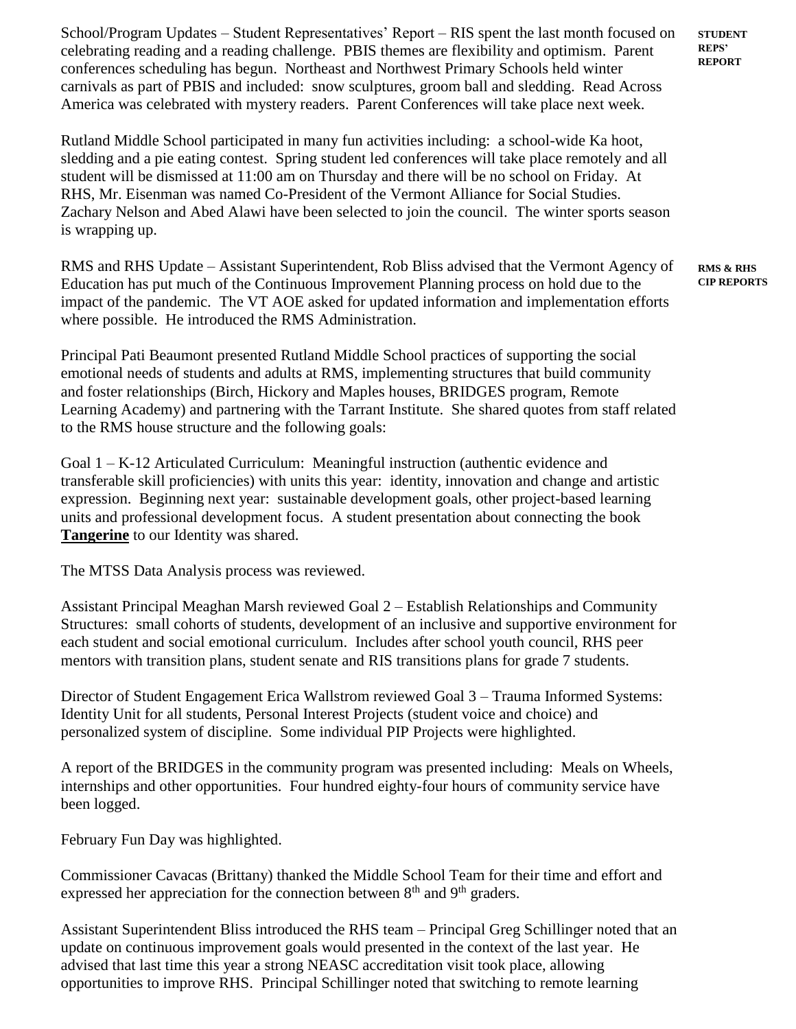**STUDENT REPS' REPORT**

School/Program Updates – Student Representatives' Report – RIS spent the last month focused on celebrating reading and a reading challenge. PBIS themes are flexibility and optimism. Parent conferences scheduling has begun. Northeast and Northwest Primary Schools held winter carnivals as part of PBIS and included: snow sculptures, groom ball and sledding. Read Across America was celebrated with mystery readers. Parent Conferences will take place next week.

Rutland Middle School participated in many fun activities including: a school-wide Ka hoot, sledding and a pie eating contest. Spring student led conferences will take place remotely and all student will be dismissed at 11:00 am on Thursday and there will be no school on Friday. At RHS, Mr. Eisenman was named Co-President of the Vermont Alliance for Social Studies. Zachary Nelson and Abed Alawi have been selected to join the council. The winter sports season is wrapping up.

**RMS & RHS CIP REPORTS**

RMS and RHS Update – Assistant Superintendent, Rob Bliss advised that the Vermont Agency of Education has put much of the Continuous Improvement Planning process on hold due to the impact of the pandemic. The VT AOE asked for updated information and implementation efforts where possible. He introduced the RMS Administration.

Principal Pati Beaumont presented Rutland Middle School practices of supporting the social emotional needs of students and adults at RMS, implementing structures that build community and foster relationships (Birch, Hickory and Maples houses, BRIDGES program, Remote Learning Academy) and partnering with the Tarrant Institute. She shared quotes from staff related to the RMS house structure and the following goals:

Goal 1 – K-12 Articulated Curriculum: Meaningful instruction (authentic evidence and transferable skill proficiencies) with units this year: identity, innovation and change and artistic expression. Beginning next year: sustainable development goals, other project-based learning units and professional development focus. A student presentation about connecting the book **Tangerine** to our Identity was shared.

The MTSS Data Analysis process was reviewed.

Assistant Principal Meaghan Marsh reviewed Goal 2 – Establish Relationships and Community Structures: small cohorts of students, development of an inclusive and supportive environment for each student and social emotional curriculum. Includes after school youth council, RHS peer mentors with transition plans, student senate and RIS transitions plans for grade 7 students.

Director of Student Engagement Erica Wallstrom reviewed Goal 3 – Trauma Informed Systems: Identity Unit for all students, Personal Interest Projects (student voice and choice) and personalized system of discipline. Some individual PIP Projects were highlighted.

A report of the BRIDGES in the community program was presented including: Meals on Wheels, internships and other opportunities. Four hundred eighty-four hours of community service have been logged.

February Fun Day was highlighted.

Commissioner Cavacas (Brittany) thanked the Middle School Team for their time and effort and expressed her appreciation for the connection between 8th and 9th graders.

Assistant Superintendent Bliss introduced the RHS team – Principal Greg Schillinger noted that an update on continuous improvement goals would presented in the context of the last year. He advised that last time this year a strong NEASC accreditation visit took place, allowing opportunities to improve RHS. Principal Schillinger noted that switching to remote learning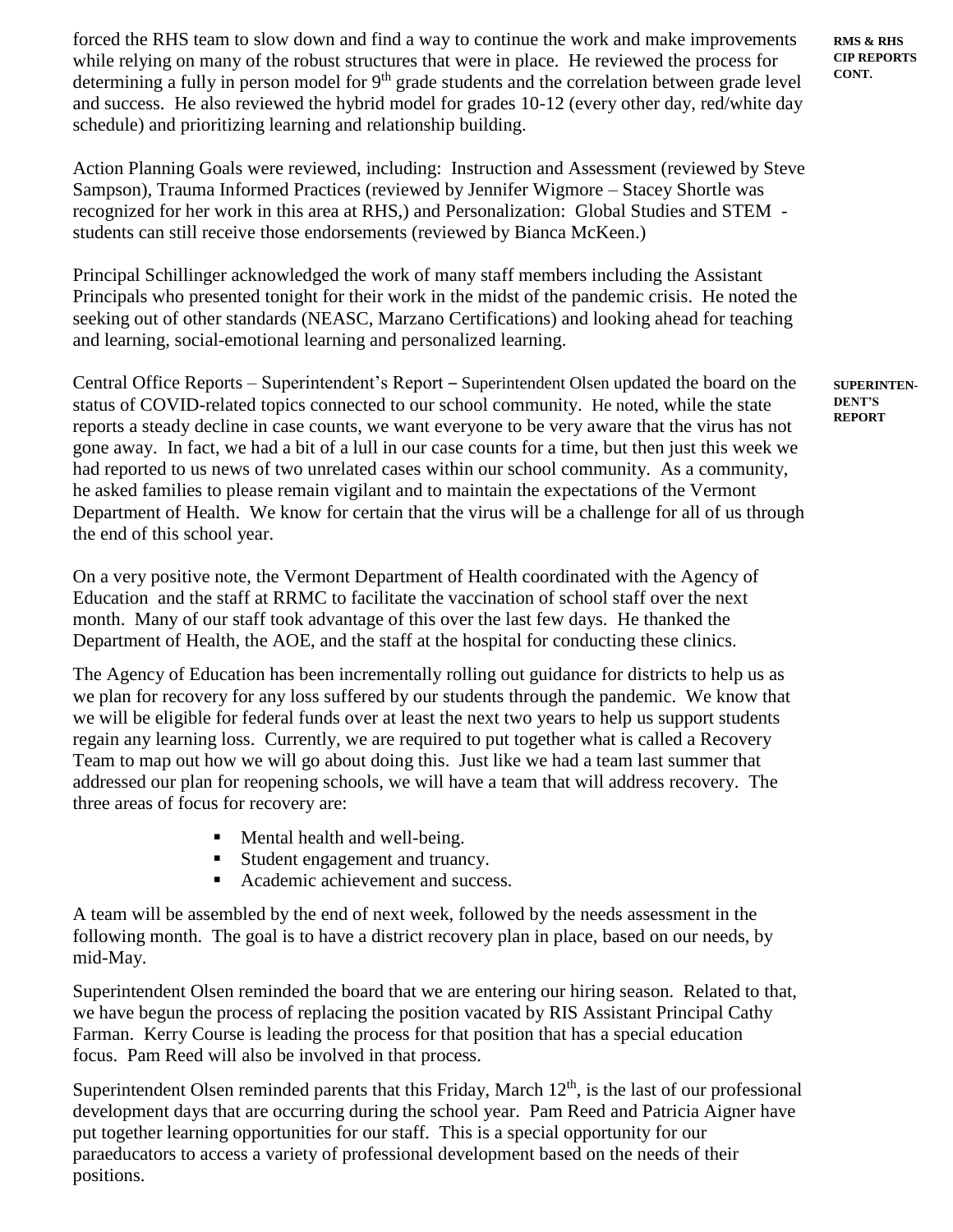**RMS & RHS CIP REPORTS CONT.**

forced the RHS team to slow down and find a way to continue the work and make improvements while relying on many of the robust structures that were in place. He reviewed the process for determining a fully in person model for 9th grade students and the correlation between grade level and success. He also reviewed the hybrid model for grades 10-12 (every other day, red/white day schedule) and prioritizing learning and relationship building.

Action Planning Goals were reviewed, including: Instruction and Assessment (reviewed by Steve Sampson), Trauma Informed Practices (reviewed by Jennifer Wigmore – Stacey Shortle was recognized for her work in this area at RHS,) and Personalization: Global Studies and STEM - students can still receive those endorsements (reviewed by Bianca McKeen.)

Principal Schillinger acknowledged the work of many staff members including the Assistant Principals who presented tonight for their work in the midst of the pandemic crisis. He noted the seeking out of other standards (NEASC, Marzano Certifications) and looking ahead for teaching and learning, social-emotional learning and personalized learning.

**SUPERINTENDENT'S REPORT**

Central Office Reports – Superintendent's Report – Superintendent Olsen updated the board on the status of COVID-related topics connected to our school community. He noted, while the state reports a steady decline in case counts, we want everyone to be very aware that the virus has not gone away. In fact, we had a bit of a lull in our case counts for a time, but then just this week we had reported to us news of two unrelated cases within our school community. As a community, he asked families to please remain vigilant and to maintain the expectations of the Vermont Department of Health. We know for certain that the virus will be a challenge for all of us through the end of this school year.

On a very positive note, the Vermont Department of Health coordinated with the Agency of Education and the staff at RRMC to facilitate the vaccination of school staff over the next month. Many of our staff took advantage of this over the last few days. He thanked the Department of Health, the AOE, and the staff at the hospital for conducting these clinics.

The Agency of Education has been incrementally rolling out guidance for districts to help us as we plan for recovery for any loss suffered by our students through the pandemic. We know that we will be eligible for federal funds over at least the next two years to help us support students regain any learning loss. Currently, we are required to put together what is called a Recovery Team to map out how we will go about doing this. Just like we had a team last summer that addressed our plan for reopening schools, we will have a team that will address recovery. The three areas of focus for recovery are:

- Mental health and well-being.
- Student engagement and truancy.
- Academic achievement and success.

A team will be assembled by the end of next week, followed by the needs assessment in the following month. The goal is to have a district recovery plan in place, based on our needs, by mid-May.

Superintendent Olsen reminded the board that we are entering our hiring season. Related to that, we have begun the process of replacing the position vacated by RIS Assistant Principal Cathy Farman. Kerry Course is leading the process for that position that has a special education focus. Pam Reed will also be involved in that process.

Superintendent Olsen reminded parents that this Friday, March 12th, is the last of our professional development days that are occurring during the school year. Pam Reed and Patricia Aigner have put together learning opportunities for our staff. This is a special opportunity for our paraeducators to access a variety of professional development based on the needs of their positions.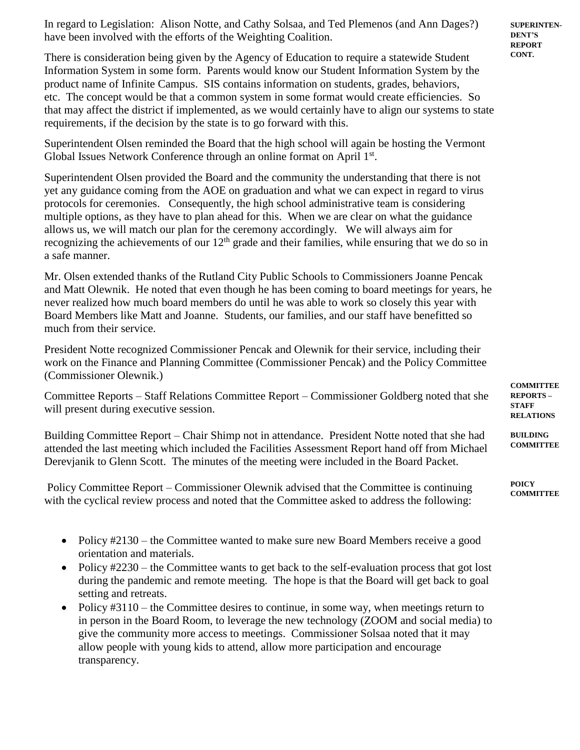**SUPERINTENDENT'S REPORT CONT.**

In regard to Legislation: Alison Notte, and Cathy Solsaa, and Ted Plemenos (and Ann Dages?) have been involved with the efforts of the Weighting Coalition.

There is consideration being given by the Agency of Education to require a statewide Student Information System in some form. Parents would know our Student Information System by the product name of Infinite Campus. SIS contains information on students, grades, behaviors, etc. The concept would be that a common system in some format would create efficiencies. So that may affect the district if implemented, as we would certainly have to align our systems to state requirements, if the decision by the state is to go forward with this.

Superintendent Olsen reminded the Board that the high school will again be hosting the Vermont Global Issues Network Conference through an online format on April 1st.

Superintendent Olsen provided the Board and the community the understanding that there is not yet any guidance coming from the AOE on graduation and what we can expect in regard to virus protocols for ceremonies. Consequently, the high school administrative team is considering multiple options, as they have to plan ahead for this. When we are clear on what the guidance allows us, we will match our plan for the ceremony accordingly. We will always aim for recognizing the achievements of our 12th grade and their families, while ensuring that we do so in a safe manner.

Mr. Olsen extended thanks of the Rutland City Public Schools to Commissioners Joanne Pencak and Matt Olewnik. He noted that even though he has been coming to board meetings for years, he never realized how much board members do until he was able to work so closely this year with Board Members like Matt and Joanne. Students, our families, and our staff have benefitted so much from their service.

President Notte recognized Commissioner Pencak and Olewnik for their service, including their work on the Finance and Planning Committee (Commissioner Pencak) and the Policy Committee (Commissioner Olewnik.)

**COMMITTEE REPORTS – STAFF RELATIONS**

Committee Reports – Staff Relations Committee Report – Commissioner Goldberg noted that she will present during executive session.

**BUILDING COMMITTEE**

Building Committee Report – Chair Shimp not in attendance. President Notte noted that she had attended the last meeting which included the Facilities Assessment Report hand off from Michael Derevjanik to Glenn Scott. The minutes of the meeting were included in the Board Packet.

**POICY COMMITTEE**

Policy Committee Report – Commissioner Olewnik advised that the Committee is continuing with the cyclical review process and noted that the Committee asked to address the following:

- Policy #2130 – the Committee wanted to make sure new Board Members receive a good orientation and materials.
- Policy #2230 – the Committee wants to get back to the self-evaluation process that got lost during the pandemic and remote meeting. The hope is that the Board will get back to goal setting and retreats.
- Policy #3110 – the Committee desires to continue, in some way, when meetings return to in person in the Board Room, to leverage the new technology (ZOOM and social media) to give the community more access to meetings. Commissioner Solsaa noted that it may allow people with young kids to attend, allow more participation and encourage transparency.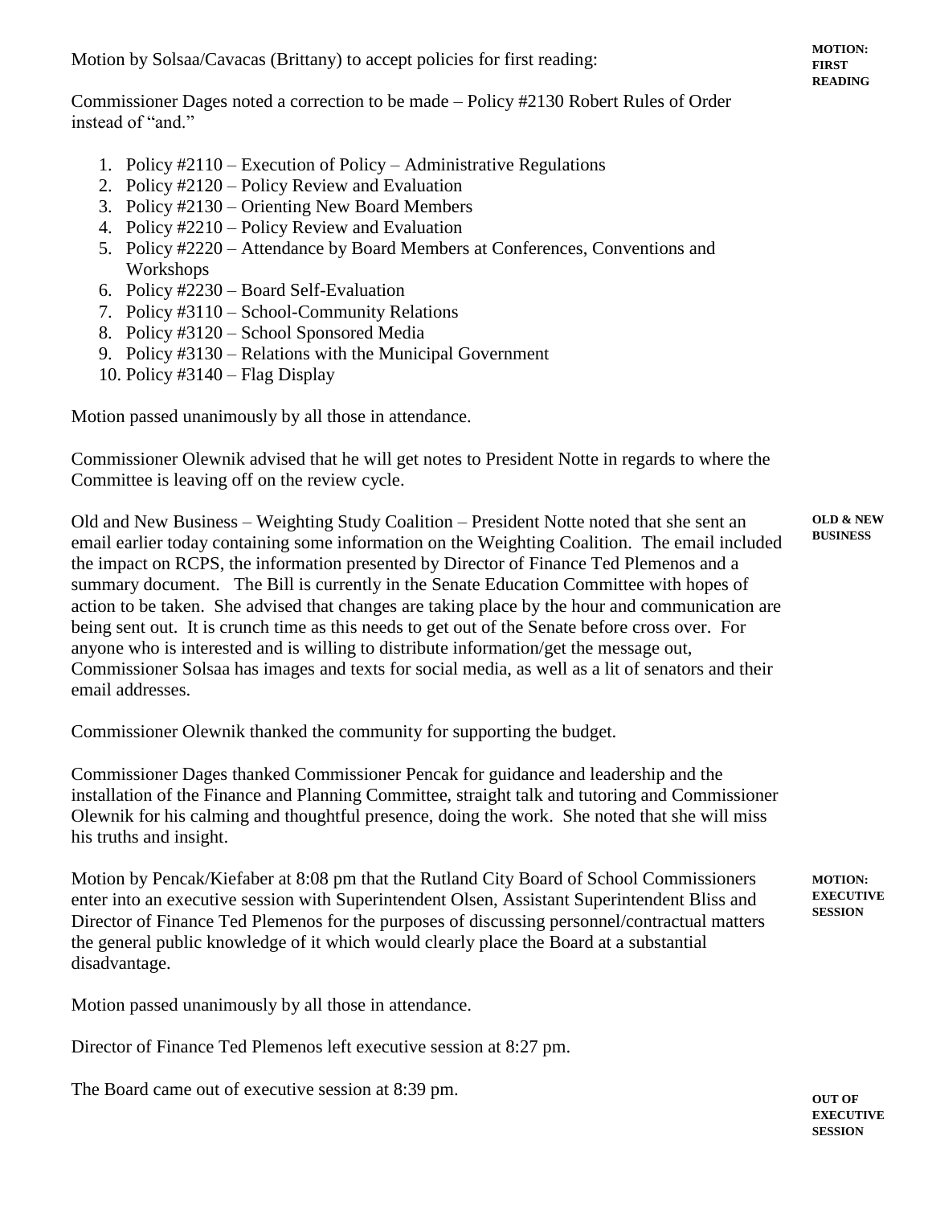Motion by Solsaa/Cavacas (Brittany) to accept policies for first reading:

**MOTION: FIRST READING**

Commissioner Dages noted a correction to be made – Policy #2130 Robert Rules of Order instead of "and."

1. Policy #2110 – Execution of Policy – Administrative Regulations
2. Policy #2120 – Policy Review and Evaluation
3. Policy #2130 – Orienting New Board Members
4. Policy #2210 – Policy Review and Evaluation
5. Policy #2220 – Attendance by Board Members at Conferences, Conventions and Workshops
6. Policy #2230 – Board Self-Evaluation
7. Policy #3110 – School-Community Relations
8. Policy #3120 – School Sponsored Media
9. Policy #3130 – Relations with the Municipal Government
10. Policy #3140 – Flag Display

Motion passed unanimously by all those in attendance.

Commissioner Olewnik advised that he will get notes to President Notte in regards to where the Committee is leaving off on the review cycle.

**OLD & NEW BUSINESS**

Old and New Business – Weighting Study Coalition – President Notte noted that she sent an email earlier today containing some information on the Weighting Coalition. The email included the impact on RCPS, the information presented by Director of Finance Ted Plemenos and a summary document. The Bill is currently in the Senate Education Committee with hopes of action to be taken. She advised that changes are taking place by the hour and communication are being sent out. It is crunch time as this needs to get out of the Senate before cross over. For anyone who is interested and is willing to distribute information/get the message out, Commissioner Solsaa has images and texts for social media, as well as a lit of senators and their email addresses.

Commissioner Olewnik thanked the community for supporting the budget.

Commissioner Dages thanked Commissioner Pencak for guidance and leadership and the installation of the Finance and Planning Committee, straight talk and tutoring and Commissioner Olewnik for his calming and thoughtful presence, doing the work. She noted that she will miss his truths and insight.

**MOTION: EXECUTIVE SESSION**

Motion by Pencak/Kiefaber at 8:08 pm that the Rutland City Board of School Commissioners enter into an executive session with Superintendent Olsen, Assistant Superintendent Bliss and Director of Finance Ted Plemenos for the purposes of discussing personnel/contractual matters the general public knowledge of it which would clearly place the Board at a substantial disadvantage.

Motion passed unanimously by all those in attendance.

Director of Finance Ted Plemenos left executive session at 8:27 pm.

**OUT OF EXECUTIVE SESSION**

The Board came out of executive session at 8:39 pm.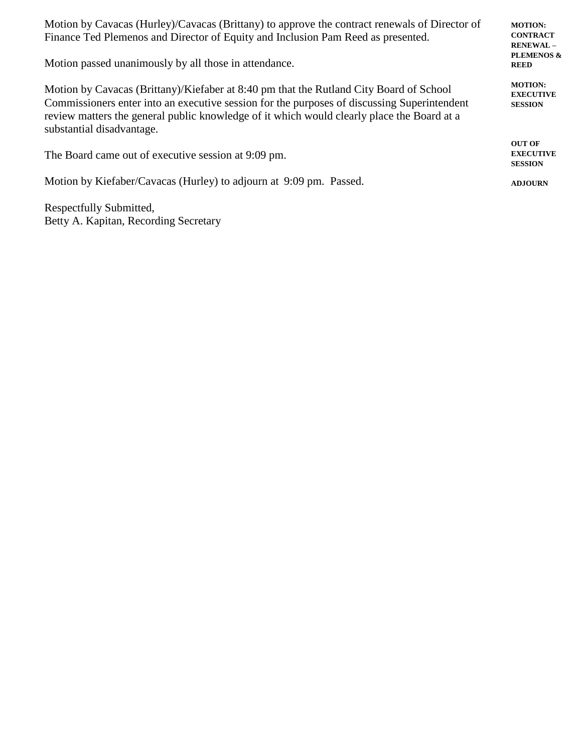Motion by Cavacas (Hurley)/Cavacas (Brittany) to approve the contract renewals of Director of Finance Ted Plemenos and Director of Equity and Inclusion Pam Reed as presented.

**MOTION: CONTRACT RENEWAL – PLEMENOS & REED**

Motion passed unanimously by all those in attendance.

Motion by Cavacas (Brittany)/Kiefaber at 8:40 pm that the Rutland City Board of School Commissioners enter into an executive session for the purposes of discussing Superintendent review matters the general public knowledge of it which would clearly place the Board at a substantial disadvantage.

**MOTION: EXECUTIVE SESSION**

The Board came out of executive session at 9:09 pm.

**OUT OF EXECUTIVE SESSION**

Motion by Kiefaber/Cavacas (Hurley) to adjourn at 9:09 pm. Passed.

**ADJOURN**

Respectfully Submitted,
Betty A. Kapitan, Recording Secretary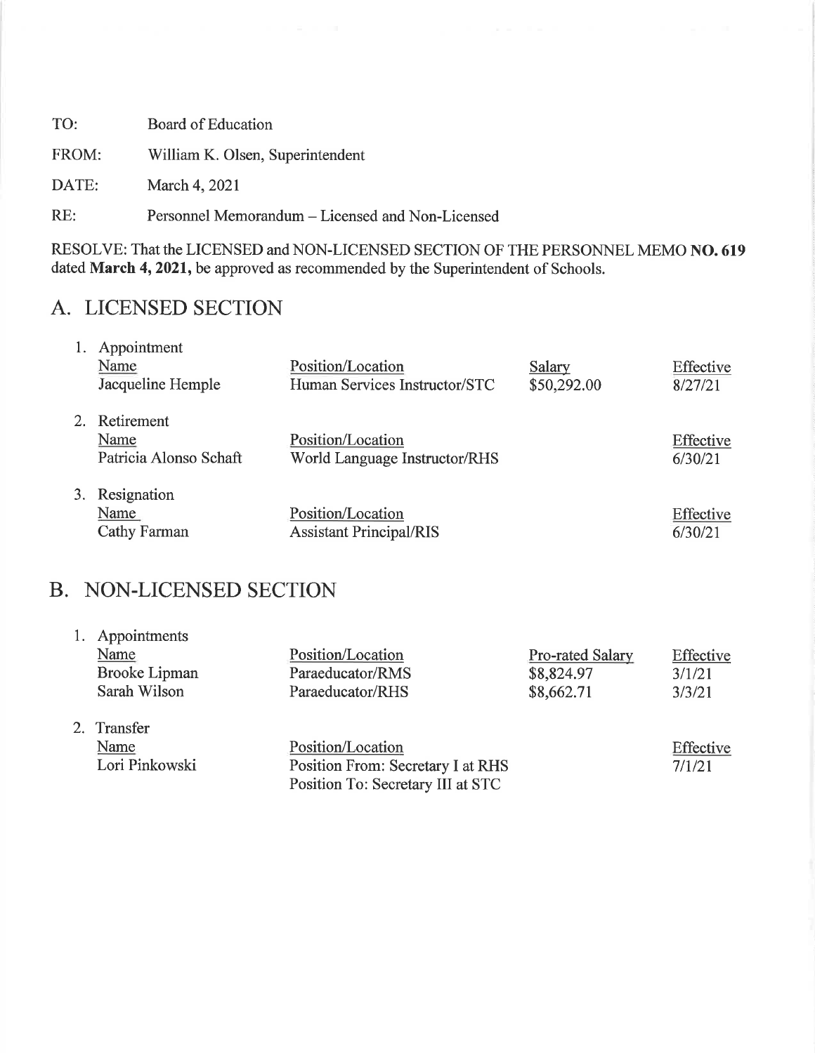TO: Board of Education

FROM: William K. Olsen, Superintendent

DATE: March 4, 2021

RE: Personnel Memorandum – Licensed and Non-Licensed

RESOLVE: That the LICENSED and NON-LICENSED SECTION OF THE PERSONNEL MEMO **NO. 619** dated **March 4, 2021,** be approved as recommended by the Superintendent of Schools.

## A. LICENSED SECTION

1. Appointment

| Name | Position/Location | Salary | Effective |
|---|---|---|---|
| Jacqueline Hemple | Human Services Instructor/STC | $50,292.00 | 8/27/21 |

2. Retirement

| Name | Position/Location | Effective |
|---|---|---|
| Patricia Alonso Schaft | World Language Instructor/RHS | 6/30/21 |

3. Resignation

| Name | Position/Location | Effective |
|---|---|---|
| Cathy Farman | Assistant Principal/RIS | 6/30/21 |

## B. NON-LICENSED SECTION

1. Appointments

| Name | Position/Location | Pro-rated Salary | Effective |
|---|---|---|---|
| Brooke Lipman | Paraeducator/RMS | $8,824.97 | 3/1/21 |
| Sarah Wilson | Paraeducator/RHS | $8,662.71 | 3/3/21 |

2. Transfer

| Name | Position/Location | Effective |
|---|---|---|
| Lori Pinkowski | Position From: Secretary I at RHS<br>Position To: Secretary III at STC | 7/1/21 |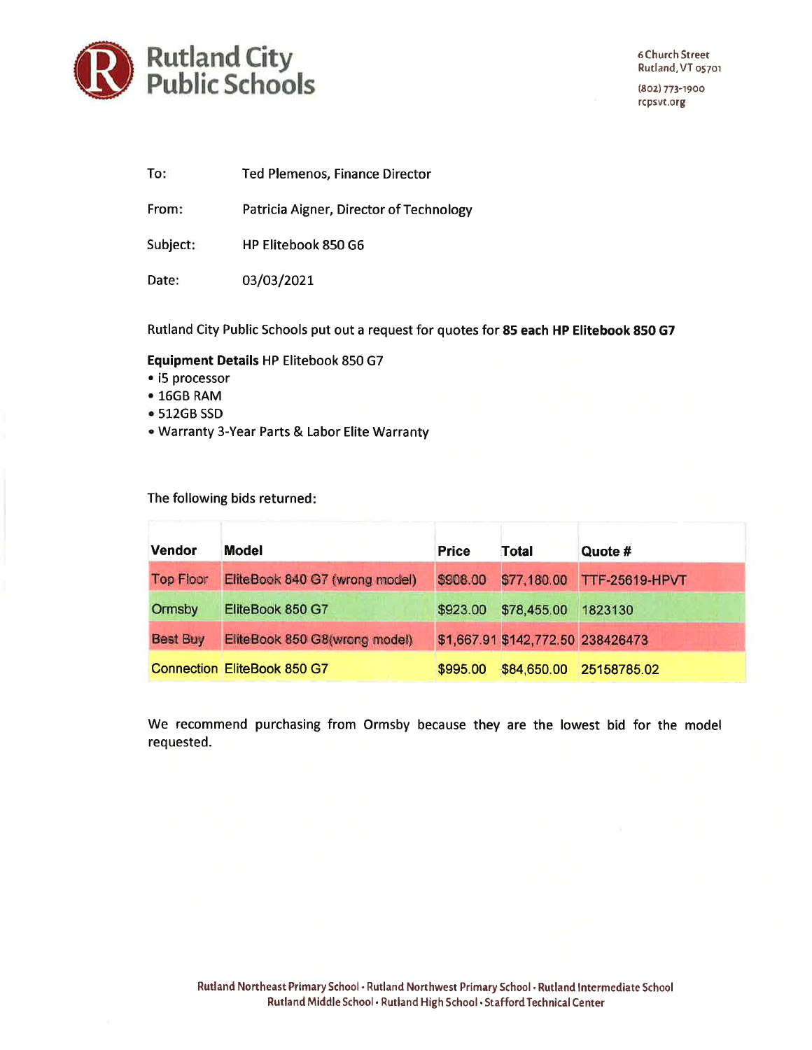**Rutland City Public Schools**

6 Church Street
Rutland, VT 05701

(802) 773-1900
rcpsvt.org

| | |
|---|---|
| To: | Ted Plemenos, Finance Director |
| From: | Patricia Aigner, Director of Technology |
| Subject: | HP Elitebook 850 G6 |
| Date: | 03/03/2021 |

Rutland City Public Schools put out a request for quotes for **85 each HP Elitebook 850 G7**

**Equipment Details** HP Elitebook 850 G7

- i5 processor
- 16GB RAM
- 512GB SSD
- Warranty 3-Year Parts & Labor Elite Warranty

The following bids returned:

| Vendor | Model | Price | Total | Quote # |
|---|---|---|---|---|
| Top Floor | EliteBook 840 G7 (wrong model) | $908.00 | $77,180.00 | TTF-25619-HPVT |
| Ormsby | EliteBook 850 G7 | $923.00 | $78,455.00 | 1823130 |
| Best Buy | EliteBook 850 G8(wrong model) | $1,667.91 | $142,772.50 | 238426473 |
| Connection | EliteBook 850 G7 | $995.00 | $84,650.00 | 25158785.02 |

We recommend purchasing from Ormsby because they are the lowest bid for the model requested.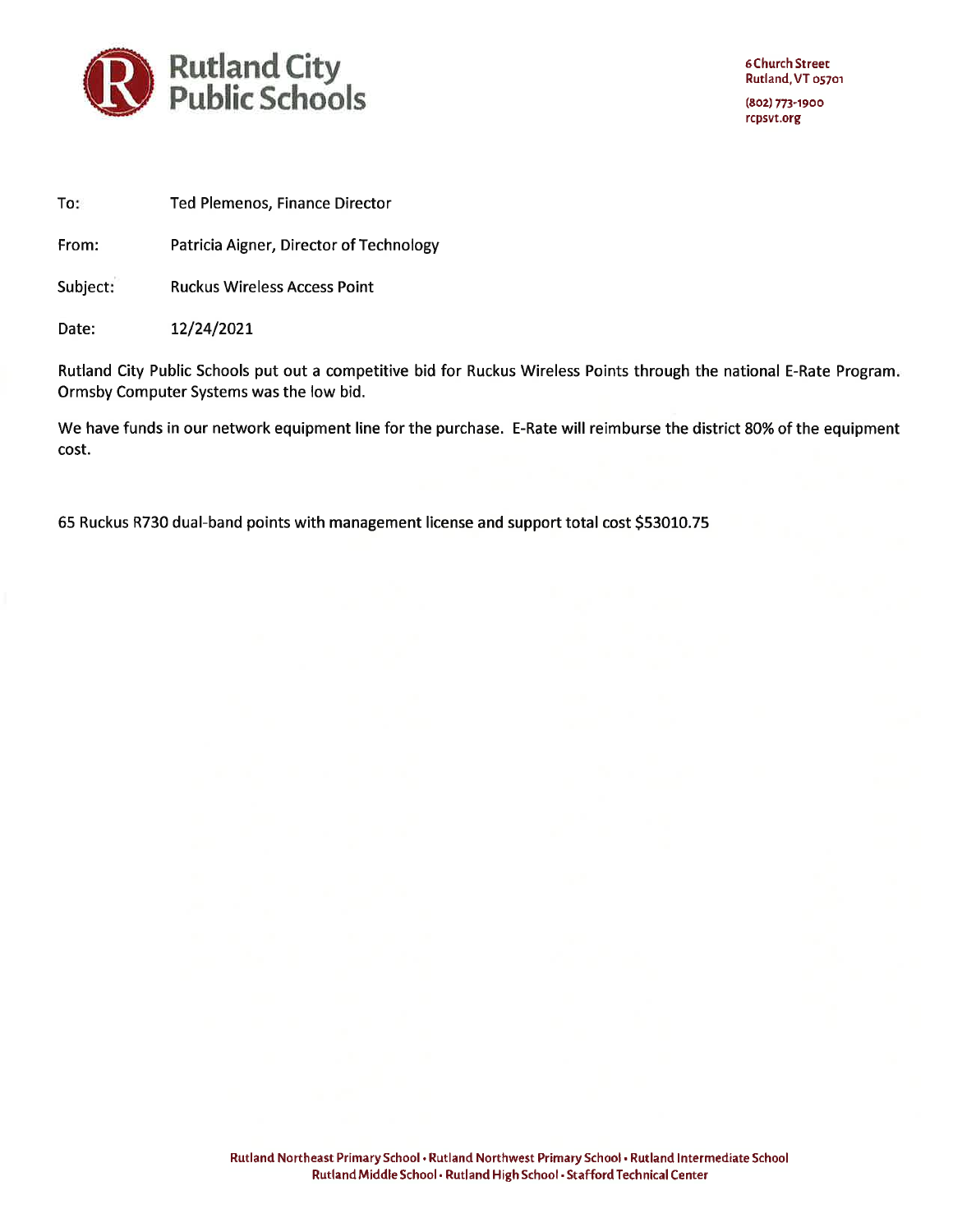**Rutland City Public Schools**

6 Church Street
Rutland, VT 05701

(802) 773-1900
rcpsvt.org

To: Ted Plemenos, Finance Director

From: Patricia Aigner, Director of Technology

Subject: Ruckus Wireless Access Point

Date: 12/24/2021

Rutland City Public Schools put out a competitive bid for Ruckus Wireless Points through the national E-Rate Program. Ormsby Computer Systems was the low bid.

We have funds in our network equipment line for the purchase. E-Rate will reimburse the district 80% of the equipment cost.

65 Ruckus R730 dual-band points with management license and support total cost $53010.75

Rutland Northeast Primary School • Rutland Northwest Primary School • Rutland Intermediate School
Rutland Middle School • Rutland High School • Stafford Technical Center